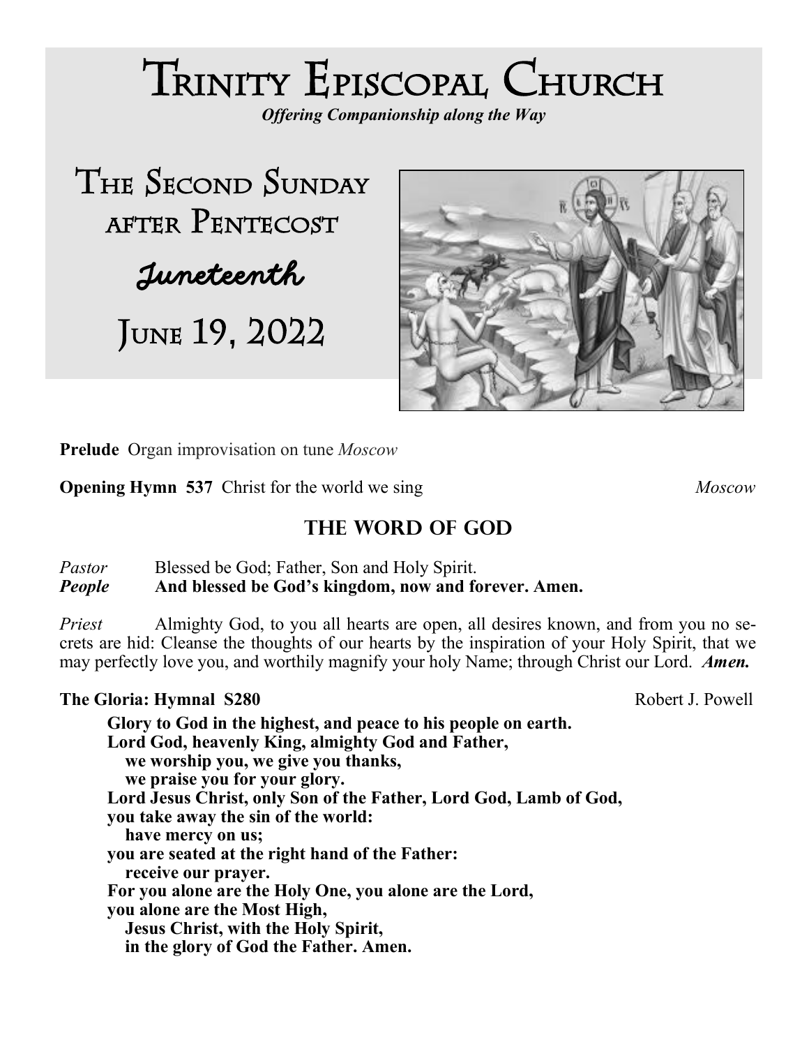# Trinity Episcopal Church

***Offering Companionship along the Way***

## The Second Sunday after Pentecost

## *Juneteenth*

## June 19, 2022

**Prelude** Organ improvisation on tune *Moscow*

**Opening Hymn 537** Christ for the world we sing *Moscow*

## THE WORD OF GOD

*Pastor* Blessed be God; Father, Son and Holy Spirit.
***People*** **And blessed be God's kingdom, now and forever. Amen.**

*Priest* Almighty God, to you all hearts are open, all desires known, and from you no secrets are hid: Cleanse the thoughts of our hearts by the inspiration of your Holy Spirit, that we may perfectly love you, and worthily magnify your holy Name; through Christ our Lord. ***Amen.***

**The Gloria: Hymnal S280** Robert J. Powell

**Glory to God in the highest, and peace to his people on earth.**
**Lord God, heavenly King, almighty God and Father,**
**we worship you, we give you thanks,**
**we praise you for your glory.**
**Lord Jesus Christ, only Son of the Father, Lord God, Lamb of God,**
**you take away the sin of the world:**
**have mercy on us;**
**you are seated at the right hand of the Father:**
**receive our prayer.**
**For you alone are the Holy One, you alone are the Lord,**
**you alone are the Most High,**
**Jesus Christ, with the Holy Spirit,**
**in the glory of God the Father. Amen.**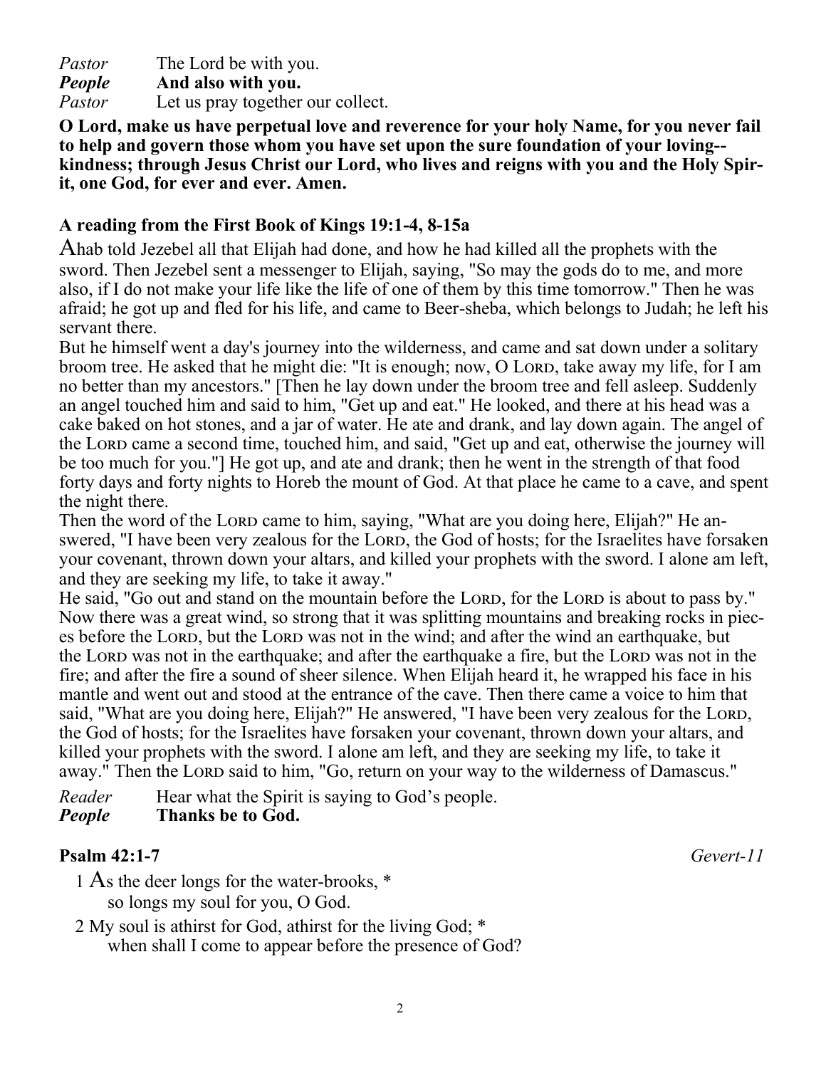*Pastor* The Lord be with you.
***People*** **And also with you.**
*Pastor* Let us pray together our collect.

**O Lord, make us have perpetual love and reverence for your holy Name, for you never fail to help and govern those whom you have set upon the sure foundation of your loving--kindness; through Jesus Christ our Lord, who lives and reigns with you and the Holy Spirit, one God, for ever and ever. Amen.**

**A reading from the First Book of Kings 19:1-4, 8-15a**

Ahab told Jezebel all that Elijah had done, and how he had killed all the prophets with the sword. Then Jezebel sent a messenger to Elijah, saying, "So may the gods do to me, and more also, if I do not make your life like the life of one of them by this time tomorrow." Then he was afraid; he got up and fled for his life, and came to Beer-sheba, which belongs to Judah; he left his servant there.

But he himself went a day's journey into the wilderness, and came and sat down under a solitary broom tree. He asked that he might die: "It is enough; now, O LORD, take away my life, for I am no better than my ancestors." [Then he lay down under the broom tree and fell asleep. Suddenly an angel touched him and said to him, "Get up and eat." He looked, and there at his head was a cake baked on hot stones, and a jar of water. He ate and drank, and lay down again. The angel of the LORD came a second time, touched him, and said, "Get up and eat, otherwise the journey will be too much for you."] He got up, and ate and drank; then he went in the strength of that food forty days and forty nights to Horeb the mount of God. At that place he came to a cave, and spent the night there.

Then the word of the LORD came to him, saying, "What are you doing here, Elijah?" He answered, "I have been very zealous for the LORD, the God of hosts; for the Israelites have forsaken your covenant, thrown down your altars, and killed your prophets with the sword. I alone am left, and they are seeking my life, to take it away."

He said, "Go out and stand on the mountain before the LORD, for the LORD is about to pass by." Now there was a great wind, so strong that it was splitting mountains and breaking rocks in pieces before the LORD, but the LORD was not in the wind; and after the wind an earthquake, but the LORD was not in the earthquake; and after the earthquake a fire, but the LORD was not in the fire; and after the fire a sound of sheer silence. When Elijah heard it, he wrapped his face in his mantle and went out and stood at the entrance of the cave. Then there came a voice to him that said, "What are you doing here, Elijah?" He answered, "I have been very zealous for the LORD, the God of hosts; for the Israelites have forsaken your covenant, thrown down your altars, and killed your prophets with the sword. I alone am left, and they are seeking my life, to take it away." Then the LORD said to him, "Go, return on your way to the wilderness of Damascus."

*Reader* Hear what the Spirit is saying to God's people.
***People*** **Thanks be to God.**

**Psalm 42:1-7** *Gevert-11*

1 As the deer longs for the water-brooks, *
so longs my soul for you, O God.

2 My soul is athirst for God, athirst for the living God; *
when shall I come to appear before the presence of God?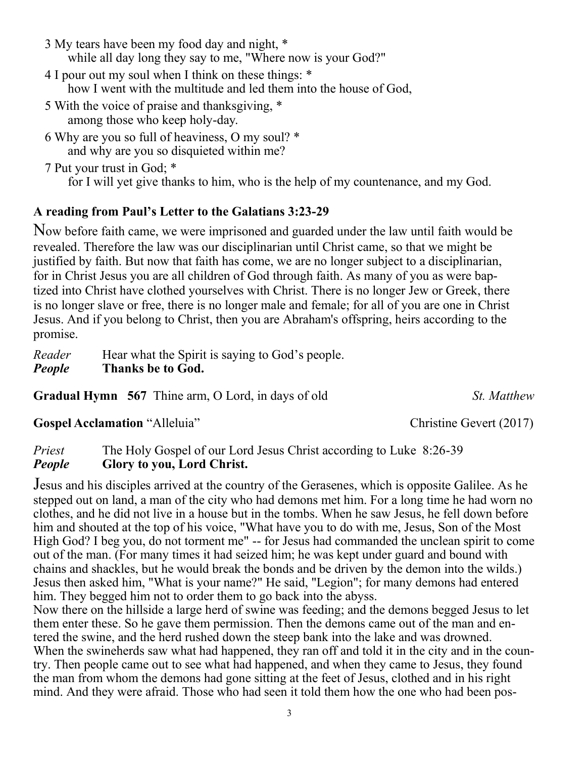3 My tears have been my food day and night, *
  while all day long they say to me, "Where now is your God?"

4 I pour out my soul when I think on these things: *
  how I went with the multitude and led them into the house of God,

5 With the voice of praise and thanksgiving, *
  among those who keep holy-day.

6 Why are you so full of heaviness, O my soul? *
  and why are you so disquieted within me?

7 Put your trust in God; *
  for I will yet give thanks to him, who is the help of my countenance, and my God.

**A reading from Paul's Letter to the Galatians 3:23-29**

Now before faith came, we were imprisoned and guarded under the law until faith would be revealed. Therefore the law was our disciplinarian until Christ came, so that we might be justified by faith. But now that faith has come, we are no longer subject to a disciplinarian, for in Christ Jesus you are all children of God through faith. As many of you as were baptized into Christ have clothed yourselves with Christ. There is no longer Jew or Greek, there is no longer slave or free, there is no longer male and female; for all of you are one in Christ Jesus. And if you belong to Christ, then you are Abraham's offspring, heirs according to the promise.

*Reader* Hear what the Spirit is saying to God's people.
***People*** **Thanks be to God.**

**Gradual Hymn 567** Thine arm, O Lord, in days of old *St. Matthew*

**Gospel Acclamation** "Alleluia" Christine Gevert (2017)

*Priest* The Holy Gospel of our Lord Jesus Christ according to Luke 8:26-39
***People*** **Glory to you, Lord Christ.**

Jesus and his disciples arrived at the country of the Gerasenes, which is opposite Galilee. As he stepped out on land, a man of the city who had demons met him. For a long time he had worn no clothes, and he did not live in a house but in the tombs. When he saw Jesus, he fell down before him and shouted at the top of his voice, "What have you to do with me, Jesus, Son of the Most High God? I beg you, do not torment me" -- for Jesus had commanded the unclean spirit to come out of the man. (For many times it had seized him; he was kept under guard and bound with chains and shackles, but he would break the bonds and be driven by the demon into the wilds.) Jesus then asked him, "What is your name?" He said, "Legion"; for many demons had entered him. They begged him not to order them to go back into the abyss.

Now there on the hillside a large herd of swine was feeding; and the demons begged Jesus to let them enter these. So he gave them permission. Then the demons came out of the man and entered the swine, and the herd rushed down the steep bank into the lake and was drowned.

When the swineherds saw what had happened, they ran off and told it in the city and in the country. Then people came out to see what had happened, and when they came to Jesus, they found the man from whom the demons had gone sitting at the feet of Jesus, clothed and in his right mind. And they were afraid. Those who had seen it told them how the one who had been pos-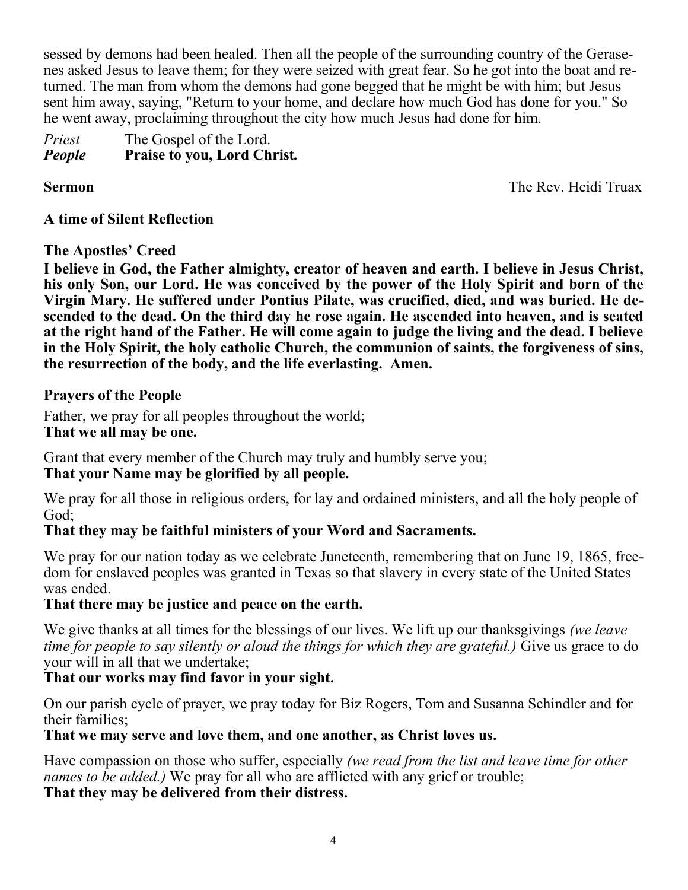sessed by demons had been healed. Then all the people of the surrounding country of the Gerasenes asked Jesus to leave them; for they were seized with great fear. So he got into the boat and returned. The man from whom the demons had gone begged that he might be with him; but Jesus sent him away, saying, "Return to your home, and declare how much God has done for you." So he went away, proclaiming throughout the city how much Jesus had done for him.

*Priest* The Gospel of the Lord.
***People*** **Praise to you, Lord Christ.**

**Sermon** The Rev. Heidi Truax

**A time of Silent Reflection**

**The Apostles' Creed**

**I believe in God, the Father almighty, creator of heaven and earth. I believe in Jesus Christ, his only Son, our Lord. He was conceived by the power of the Holy Spirit and born of the Virgin Mary. He suffered under Pontius Pilate, was crucified, died, and was buried. He descended to the dead. On the third day he rose again. He ascended into heaven, and is seated at the right hand of the Father. He will come again to judge the living and the dead. I believe in the Holy Spirit, the holy catholic Church, the communion of saints, the forgiveness of sins, the resurrection of the body, and the life everlasting. Amen.**

**Prayers of the People**

Father, we pray for all peoples throughout the world;
**That we all may be one.**

Grant that every member of the Church may truly and humbly serve you;
**That your Name may be glorified by all people.**

We pray for all those in religious orders, for lay and ordained ministers, and all the holy people of God;
**That they may be faithful ministers of your Word and Sacraments.**

We pray for our nation today as we celebrate Juneteenth, remembering that on June 19, 1865, freedom for enslaved peoples was granted in Texas so that slavery in every state of the United States was ended.
**That there may be justice and peace on the earth.**

We give thanks at all times for the blessings of our lives. We lift up our thanksgivings *(we leave time for people to say silently or aloud the things for which they are grateful.)* Give us grace to do your will in all that we undertake;
**That our works may find favor in your sight.**

On our parish cycle of prayer, we pray today for Biz Rogers, Tom and Susanna Schindler and for their families;
**That we may serve and love them, and one another, as Christ loves us.**

Have compassion on those who suffer, especially *(we read from the list and leave time for other names to be added.)* We pray for all who are afflicted with any grief or trouble;
**That they may be delivered from their distress.**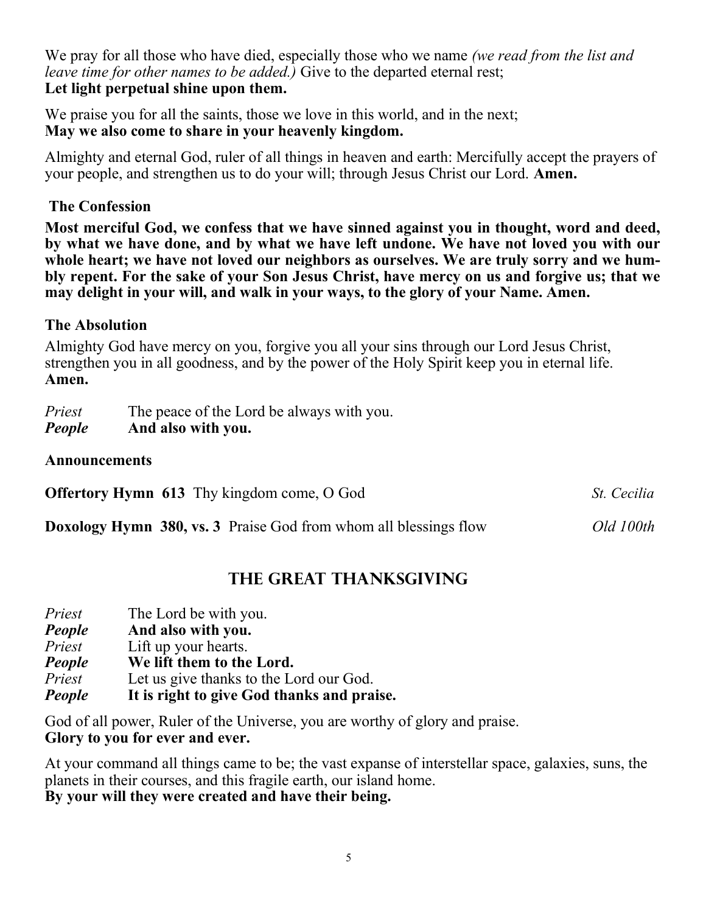We pray for all those who have died, especially those who we name *(we read from the list and leave time for other names to be added.)* Give to the departed eternal rest;
**Let light perpetual shine upon them.**

We praise you for all the saints, those we love in this world, and in the next;
**May we also come to share in your heavenly kingdom.**

Almighty and eternal God, ruler of all things in heaven and earth: Mercifully accept the prayers of your people, and strengthen us to do your will; through Jesus Christ our Lord. **Amen.**

### The Confession

**Most merciful God, we confess that we have sinned against you in thought, word and deed, by what we have done, and by what we have left undone. We have not loved you with our whole heart; we have not loved our neighbors as ourselves. We are truly sorry and we humbly repent. For the sake of your Son Jesus Christ, have mercy on us and forgive us; that we may delight in your will, and walk in your ways, to the glory of your Name. Amen.**

### The Absolution

Almighty God have mercy on you, forgive you all your sins through our Lord Jesus Christ, strengthen you in all goodness, and by the power of the Holy Spirit keep you in eternal life. **Amen.**

*Priest* The peace of the Lord be always with you.
***People*** **And also with you.**

### Announcements

**Offertory Hymn 613** Thy kingdom come, O God *St. Cecilia*

**Doxology Hymn 380, vs. 3** Praise God from whom all blessings flow *Old 100th*

## The Great Thanksgiving

*Priest* The Lord be with you.
***People*** **And also with you.**
*Priest* Lift up your hearts.
***People*** **We lift them to the Lord.**
*Priest* Let us give thanks to the Lord our God.
***People*** **It is right to give God thanks and praise.**

God of all power, Ruler of the Universe, you are worthy of glory and praise.
**Glory to you for ever and ever.**

At your command all things came to be; the vast expanse of interstellar space, galaxies, suns, the planets in their courses, and this fragile earth, our island home.
**By your will they were created and have their being.**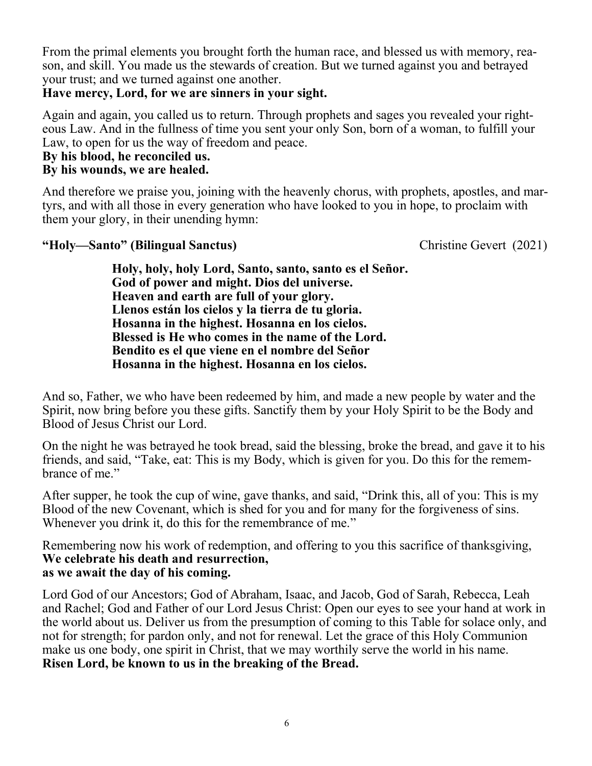From the primal elements you brought forth the human race, and blessed us with memory, reason, and skill. You made us the stewards of creation. But we turned against you and betrayed your trust; and we turned against one another.
**Have mercy, Lord, for we are sinners in your sight.**

Again and again, you called us to return. Through prophets and sages you revealed your righteous Law. And in the fullness of time you sent your only Son, born of a woman, to fulfill your Law, to open for us the way of freedom and peace.
**By his blood, he reconciled us.**
**By his wounds, we are healed.**

And therefore we praise you, joining with the heavenly chorus, with prophets, apostles, and martyrs, and with all those in every generation who have looked to you in hope, to proclaim with them your glory, in their unending hymn:

**"Holy—Santo" (Bilingual Sanctus)** Christine Gevert (2021)

**Holy, holy, holy Lord, Santo, santo, santo es el Señor.**
**God of power and might. Dios del universe.**
**Heaven and earth are full of your glory.**
**Llenos están los cielos y la tierra de tu gloria.**
**Hosanna in the highest. Hosanna en los cielos.**
**Blessed is He who comes in the name of the Lord.**
**Bendito es el que viene en el nombre del Señor**
**Hosanna in the highest. Hosanna en los cielos.**

And so, Father, we who have been redeemed by him, and made a new people by water and the Spirit, now bring before you these gifts. Sanctify them by your Holy Spirit to be the Body and Blood of Jesus Christ our Lord.

On the night he was betrayed he took bread, said the blessing, broke the bread, and gave it to his friends, and said, "Take, eat: This is my Body, which is given for you. Do this for the remembrance of me."

After supper, he took the cup of wine, gave thanks, and said, "Drink this, all of you: This is my Blood of the new Covenant, which is shed for you and for many for the forgiveness of sins. Whenever you drink it, do this for the remembrance of me."

Remembering now his work of redemption, and offering to you this sacrifice of thanksgiving,
**We celebrate his death and resurrection,**
**as we await the day of his coming.**

Lord God of our Ancestors; God of Abraham, Isaac, and Jacob, God of Sarah, Rebecca, Leah and Rachel; God and Father of our Lord Jesus Christ: Open our eyes to see your hand at work in the world about us. Deliver us from the presumption of coming to this Table for solace only, and not for strength; for pardon only, and not for renewal. Let the grace of this Holy Communion make us one body, one spirit in Christ, that we may worthily serve the world in his name.
**Risen Lord, be known to us in the breaking of the Bread.**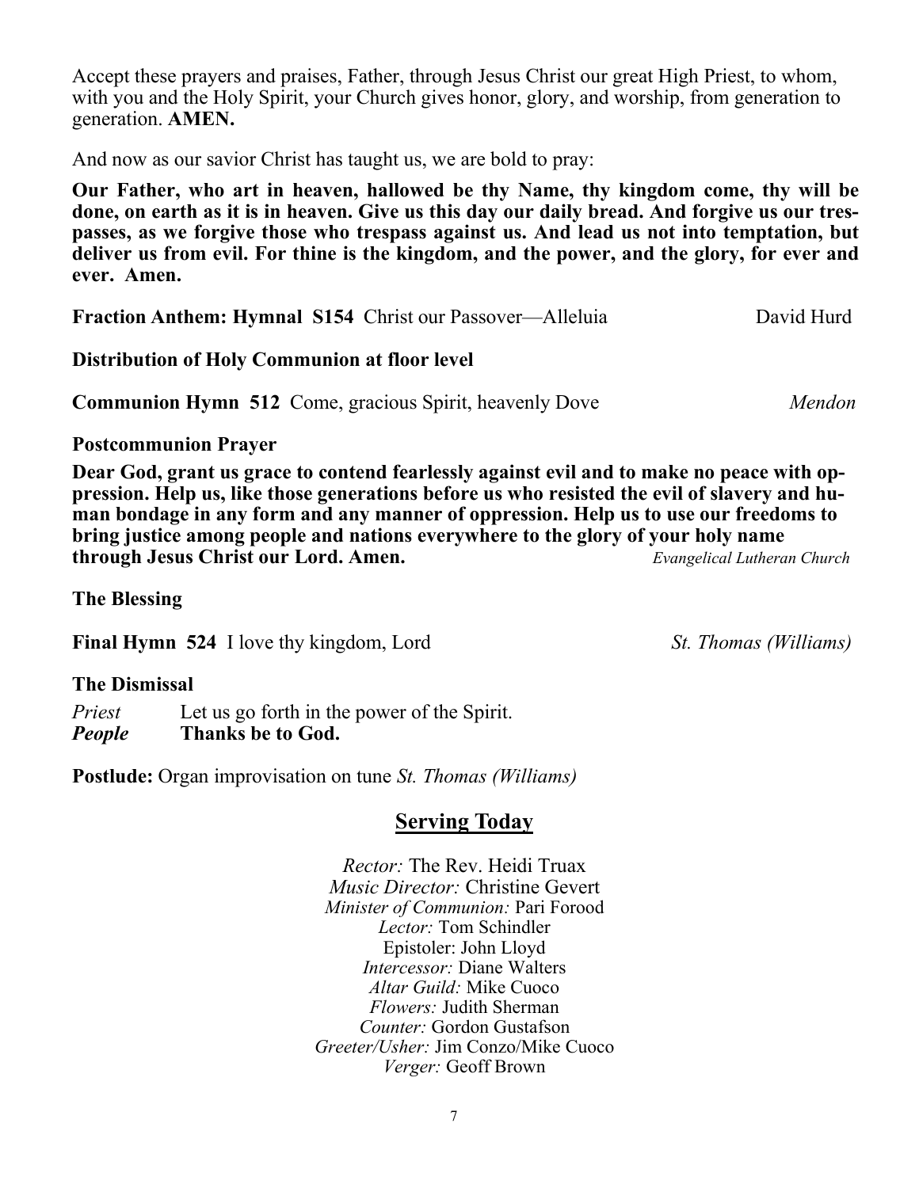Accept these prayers and praises, Father, through Jesus Christ our great High Priest, to whom, with you and the Holy Spirit, your Church gives honor, glory, and worship, from generation to generation. **AMEN.**

And now as our savior Christ has taught us, we are bold to pray:

**Our Father, who art in heaven, hallowed be thy Name, thy kingdom come, thy will be done, on earth as it is in heaven. Give us this day our daily bread. And forgive us our trespasses, as we forgive those who trespass against us. And lead us not into temptation, but deliver us from evil. For thine is the kingdom, and the power, and the glory, for ever and ever. Amen.**

**Fraction Anthem: Hymnal S154** Christ our Passover—Alleluia David Hurd

**Distribution of Holy Communion at floor level**

**Communion Hymn 512** Come, gracious Spirit, heavenly Dove *Mendon*

**Postcommunion Prayer**

**Dear God, grant us grace to contend fearlessly against evil and to make no peace with oppression. Help us, like those generations before us who resisted the evil of slavery and human bondage in any form and any manner of oppression. Help us to use our freedoms to bring justice among people and nations everywhere to the glory of your holy name through Jesus Christ our Lord. Amen.** *Evangelical Lutheran Church*

**The Blessing**

**Final Hymn 524** I love thy kingdom, Lord *St. Thomas (Williams)*

**The Dismissal**

*Priest* Let us go forth in the power of the Spirit.
***People*** **Thanks be to God.**

**Postlude:** Organ improvisation on tune *St. Thomas (Williams)*

## Serving Today

*Rector:* The Rev. Heidi Truax
*Music Director:* Christine Gevert
*Minister of Communion:* Pari Forood
*Lector:* Tom Schindler
Epistoler: John Lloyd
*Intercessor:* Diane Walters
*Altar Guild:* Mike Cuoco
*Flowers:* Judith Sherman
*Counter:* Gordon Gustafson
*Greeter/Usher:* Jim Conzo/Mike Cuoco
*Verger:* Geoff Brown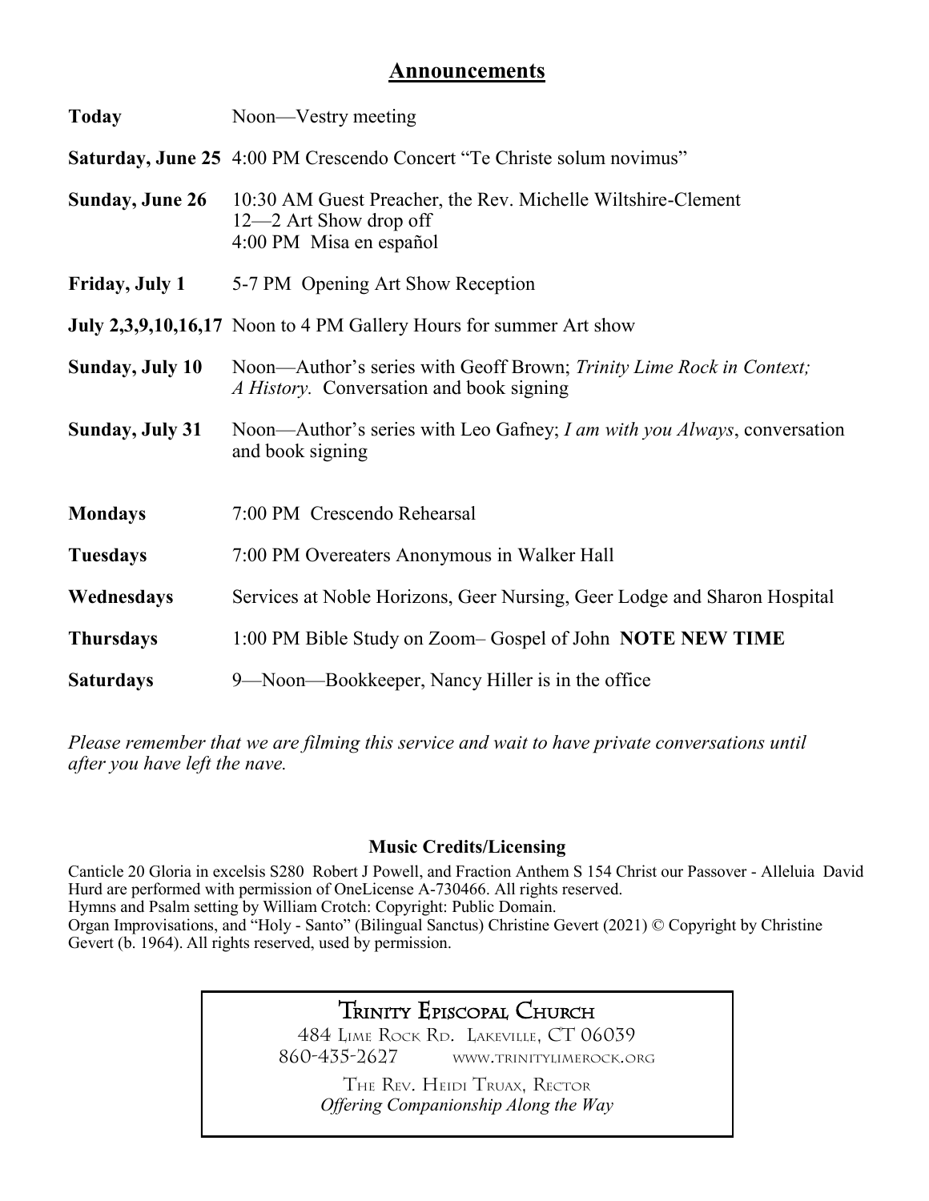## Announcements

| | |
|---|---|
| **Today** | Noon—Vestry meeting |
| **Saturday, June 25** | 4:00 PM Crescendo Concert “Te Christe solum novimus” |
| **Sunday, June 26** | 10:30 AM Guest Preacher, the Rev. Michelle Wiltshire-Clement<br>12—2 Art Show drop off<br>4:00 PM Misa en español |
| **Friday, July 1** | 5-7 PM Opening Art Show Reception |
| **July 2,3,9,10,16,17** | Noon to 4 PM Gallery Hours for summer Art show |
| **Sunday, July 10** | Noon—Author’s series with Geoff Brown; *Trinity Lime Rock in Context; A History.* Conversation and book signing |
| **Sunday, July 31** | Noon—Author’s series with Leo Gafney; *I am with you Always*, conversation and book signing |
| **Mondays** | 7:00 PM Crescendo Rehearsal |
| **Tuesdays** | 7:00 PM Overeaters Anonymous in Walker Hall |
| **Wednesdays** | Services at Noble Horizons, Geer Nursing, Geer Lodge and Sharon Hospital |
| **Thursdays** | 1:00 PM Bible Study on Zoom– Gospel of John **NOTE NEW TIME** |
| **Saturdays** | 9—Noon—Bookkeeper, Nancy Hiller is in the office |

*Please remember that we are filming this service and wait to have private conversations until after you have left the nave.*

**Music Credits/Licensing**

Canticle 20 Gloria in excelsis S280 Robert J Powell, and Fraction Anthem S 154 Christ our Passover - Alleluia David Hurd are performed with permission of OneLicense A-730466. All rights reserved.
Hymns and Psalm setting by William Crotch: Copyright: Public Domain.
Organ Improvisations, and “Holy - Santo” (Bilingual Sanctus) Christine Gevert (2021) © Copyright by Christine Gevert (b. 1964). All rights reserved, used by permission.

**Trinity Episcopal Church**
484 Lime Rock Rd. Lakeville, CT 06039
860-435-2627 www.trinitylimerock.org
The Rev. Heidi Truax, Rector
*Offering Companionship Along the Way*